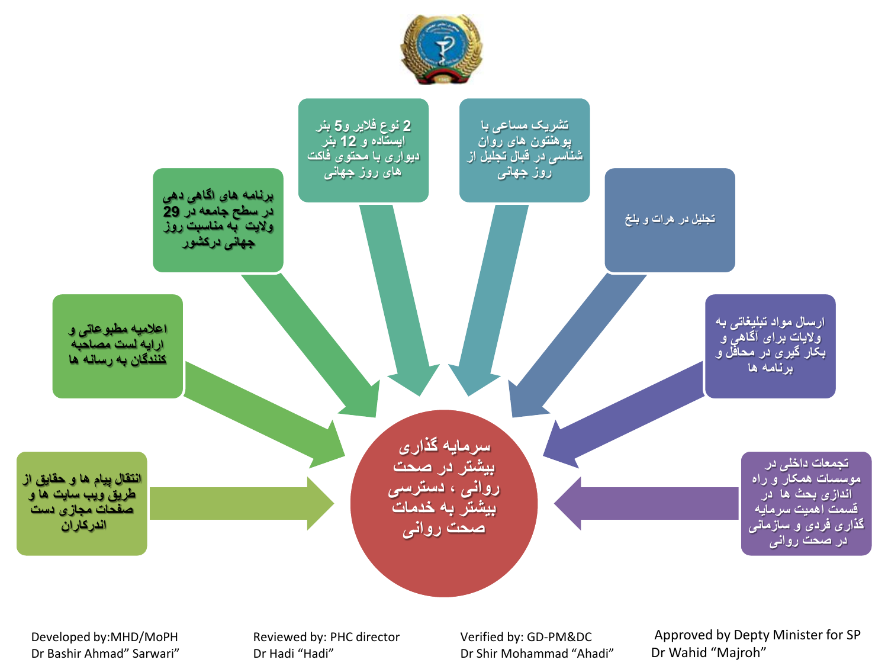## سرمایه گذاری بیشتر در صحت روانی ، دسترسی بیشتر به خدمات صحت روانی

- انتقال پیام ها و حقایق از طریق ویب سایت ها و صفحات مجازی دست اندرکاران
- اعلامیه مطبوعاتی و ارایه لست مصاحبه کنندگان به رسانه ها
- برنامه های اگاهی دهی در سطح جامعه در 29 ولایت به مناسبت روز جهانی درکشور
- 2 نوع فلایر و5 بنر ایستاده و 12 بنر دیواری با محتوی فاکت های روز جهانی
- تشریک مساعی با پوهنتون های روان شناسی در قبال تجلیل از روز جهانی
- تجلیل در هرات و بلخ
- ارسال مواد تبلیغاتی به ولایات برای آگاهی و بکار گیری در محافل و برنامه ها
- تجمعات داخلی در موسسات همکار و راه اندازی بحث ها در قسمت اهمیت سرمایه گذاری فردی و سازمانی در صحت روانی

| Developed by:MHD/MoPH | Reviewed by: PHC director | Verified by: GD-PM&DC | Approved by Depty Minister for SP |
|---|---|---|---|
| Dr Bashir Ahmad" Sarwari" | Dr Hadi "Hadi" | Dr Shir Mohammad "Ahadi" | Dr Wahid "Majroh" |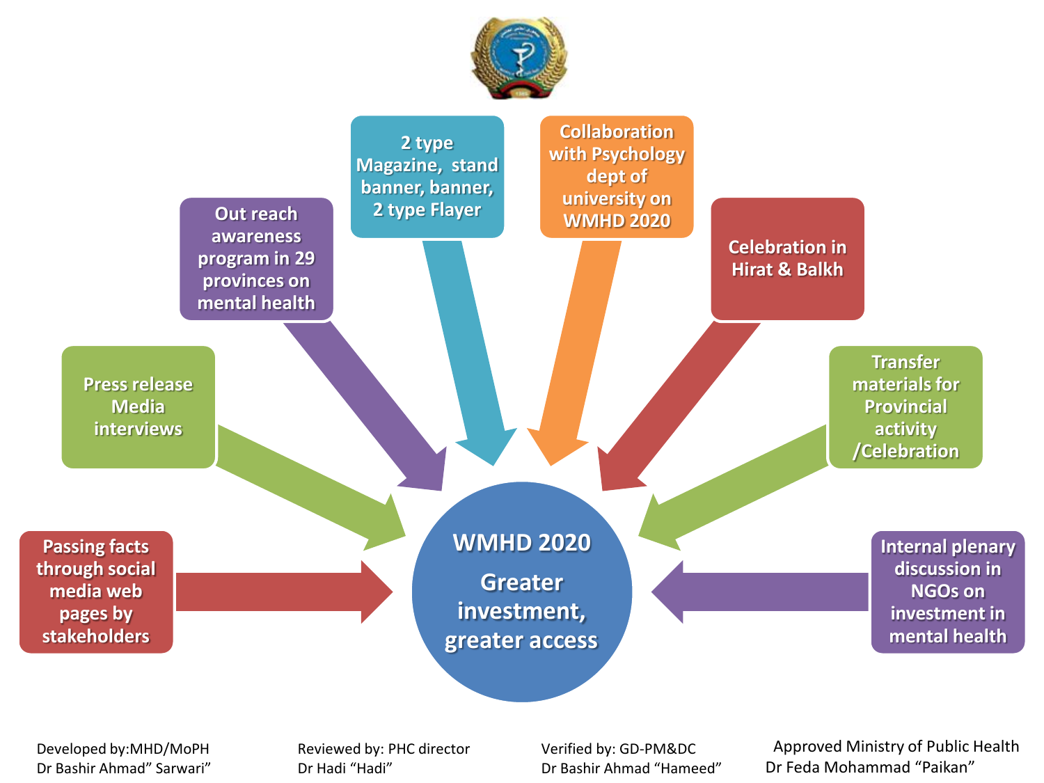# WMHD 2020

## Greater investment, greater access

- Passing facts through social media web pages by stakeholders
- Press release Media interviews
- Out reach awareness program in 29 provinces on mental health
- 2 type Magazine, stand banner, banner, 2 type Flayer
- Collaboration with Psychology dept of university on WMHD 2020
- Celebration in Hirat & Balkh
- Transfer materials for Provincial activity /Celebration
- Internal plenary discussion in NGOs on investment in mental health

Developed by:MHD/MoPH
Dr Bashir Ahmad" Sarwari"

Reviewed by: PHC director
Dr Hadi "Hadi"

Verified by: GD-PM&DC
Dr Bashir Ahmad "Hameed"

Approved Ministry of Public Health
Dr Feda Mohammad "Paikan"